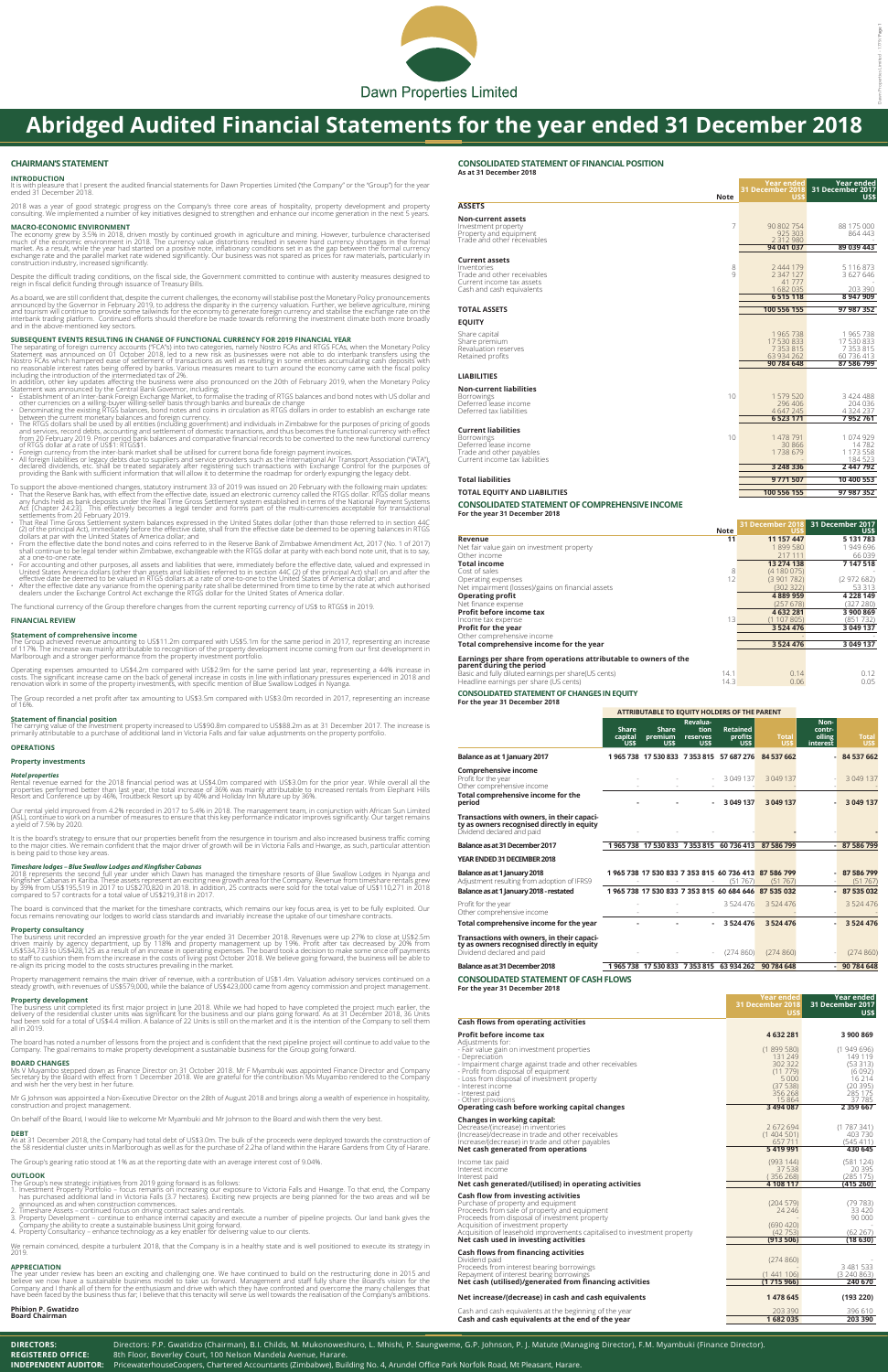Dawn Properties Limited

# Abridged Audited Financial Statements for the year ended 31 December 2018

## CHAIRMAN'S STATEMENT

### INTRODUCTION

It is with pleasure that I present the audited financial statements for Dawn Properties Limited ("the Company" or the "Group") for the year ended 31 December 2018.

2018 was a year of good strategic progress on the Company's three core areas of hospitality, property development and property consulting. We implemented a number of key initiatives designed to strengthen and enhance our income generation in the next 5 years.

### MACRO-ECONOMIC ENVIRONMENT

The economy grew by 3.5% in 2018, driven mostly by continued growth in agriculture and mining. However, turbulence characterised much of the economic environment in 2018. The currency value distortions resulted in severe hard currency shortages in the formal market. As a result, while the year had started on a positive note, inflationary conditions set in as the gap between the formal currency exchange rate and the parallel market rate widened significantly. Our business was not spared as prices for raw materials, particularly in construction industry, increased significantly.

Despite the difficult trading conditions, on the fiscal side, the Government committed to continue with austerity measures designed to reign in fiscal deficit funding through issuance of Treasury Bills.

As a board, we are still confident that, despite the current challenges, the economy will stabilise post the Monetary Policy pronouncements announced by the Governor in February 2019, to address the disparity in the currency valuation. Further, we believe agriculture, mining and tourism will continue to provide some tailwinds for the economy to generate foreign currency and stabilise the exchange rate on the interbank trading platform. Continued efforts should therefore be made towards reforming the investment climate both more broadly and in the above-mentioned key sectors.

### SUBSEQUENT EVENTS RESULTING IN CHANGE OF FUNCTIONAL CURRENCY FOR 2019 FINANCIAL YEAR

The separating of foreign currency accounts ("FCA"s) into two categories, namely Nostro FCAs and RTGS FCAs, when the Monetary Policy Statement was announced on 01 October 2018, led to a new risk as businesses were not able to do interbank transfers using the Nostro FCAs which hampered ease of settlement of transactions as well as resulting in some entities accumulating cash deposits with no reasonable interest rates being offered by banks. Various measures meant to turn around the economy came with the fiscal policy including the introduction of the intermediated tax of 2%.

In addition, other key updates affecting the business were also pronounced on the 20th of February 2019, when the Monetary Policy Statement was announced by the Central Bank Governor, including;

- Establishment of an inter-bank Foreign Exchange Market, to formalise the trading of RTGS balances and bond notes with US dollar and other currencies on a willing-buyer willing-seller basis through banks and bureaux de change
- Denominating the existing RTGS balances, bond notes and coins in circulation as RTGS dollars in order to establish an exchange rate between the current monetary balances and foreign currency.
- The RTGS dollars shall be used by all entities (including government) and individuals in Zimbabwe for the purposes of pricing of goods and services, record debts, accounting and settlement of domestic transactions, and thus becomes the functional currency with effect from 20 February 2019. Prior period bank balances and comparative financial records to be converted to the new functional currency of RTGS dollar at a rate of US$1: RTGS$1.
- Foreign currency from the inter-bank market shall be utilised for current bona fide foreign payment invoices.
- All foreign liabilities or legacy debts due to suppliers and service providers such as International Air Transport Association ("IATA"), declared dividends, etc. shall be treated separately after registering such transactions with Exchange Control for the purposes of providing the Bank with sufficient information that will allow it to determine the roadmap for orderly expunging the legacy debt.

To support the above-mentioned changes, statutory instrument 33 of 2019 was issued on 20 February with the following main updates:

- That the Reserve Bank has, with effect from the effective date, issued an electronic currency called the RTGS dollar. RTGS dollar means any funds held as bank deposits under the Real Time Gross Settlement system established in terms of the National Payment Systems Act [Chapter 24:23]. This effectively becomes a legal tender and forms part of the multi-currencies acceptable for transactional settlements from 20 February 2019.
- That Real Time Gross Settlement system balances expressed in the United States dollar (other than those referred to in section 44C (2) of the principal Act), immediately before the effective date, shall from the effective date be deemed to be opening balances in RTGS dollars at par with the United States of America dollar; and
- From the effective date the bond notes and coins referred to in the Reserve Bank of Zimbabwe Amendment Act, 2017 (No. 1 of 2017) shall continue to be legal tender within Zimbabwe, exchangeable with the RTGS dollar at parity with each bond note unit, that is to say, at a one-to-one rate.
- For accounting and other purposes, all assets and liabilities that were, immediately before the effective date, valued and expressed in United States America dollars (other than assets and liabilities referred to in section 44C (2) of the principal Act) shall on and after the effective date be deemed to be valued in RTGS dollars at a rate of one-to-one to the United States of America dollar; and
- After the effective date any variance from the opening parity rate shall be determined from time to time by the rate at which authorised dealers under the Exchange Control Act exchange the RTGS dollar for the United States of America dollar.

The functional currency of the Group therefore changes from the current reporting currency of US$ to RTGS$ in 2019.

### FINANCIAL REVIEW

#### Statement of comprehensive income

The Group achieved revenue amounting to US$11.2m compared with US$5.1m for the same period in 2017, representing an increase of 117%. The increase was mainly attributable to recognition of the property development income coming from our first development in Marlborough and a stronger performance from the property investment portfolio.

Operating expenses amounted to US$4.2m compared with US$2.9m for the same period last year, representing a 44% increase in costs. The significant increase came on the back of general increase in costs in line with inflationary pressures experienced in 2018 and renovation work in some of the property investments, with specific mention of Blue Swallow Lodges in Nyanga.

The Group recorded a net profit after tax amounting to US$3.5m compared with US$3.0m recorded in 2017, representing an increase of 16%.

#### Statement of financial position

The carrying value of the investment property increased to US$90.8m compared to US$88.2m as at 31 December 2017. The increase is primarily attributable to a purchase of additional land in Victoria Falls and fair value adjustments on the property portfolio.

### OPERATIONS

#### Property investments

##### *Hotel properties*

Rental revenue earned for the 2018 financial period was at US$4.0m compared with US$3.0m for the prior year. While overall all the properties performed better than last year, the total increase of 36% was mainly attributable to increased rentals from Elephant Hills Resort and Conference up by 46%, Troutbeck Resort up by 40% and Holiday Inn Mutare up by 36%.

Our rental yield improved from 4.2% recorded in 2017 to 5.4% in 2018. The management team, in conjunction with African Sun Limited (ASL), continue to work on a number of measures to ensure that this key performance indicator improves significantly. Our target remains a yield of 7.5% by 2020.

It is the board's strategy to ensure that our properties benefit from the resurgence in tourism and also increased business traffic coming to the major cities. We remain confident that the major driver of growth will be in Victoria Falls and Hwange, as such, particular attention is being paid to those key areas.

##### *Timeshare lodges – Blue Swallow Lodges and Kingfisher Cabanas*

2018 represents the second full year under which Dawn has managed the timeshare resorts of Blue Swallow Lodges in Nyanga and Kingfisher Cabanas in Kariba. These assets represent an exciting new growth area for the Company. Revenue from timeshare rentals grew by 39% from US$195,519 in 2017 to US$270,820 in 2018. In addition, 25 contracts were sold for the total value of US$110,271 in 2018 compared to 57 contracts for a total value of US$219,318 in 2017.

The board is convinced that the market for timeshare contracts, which remains our key focus area, is yet to be fully exploited. Our focus remains renovating our lodges to world class standards and invariably increase the uptake of our timeshare contracts.

#### Property consultancy

The business unit recorded an impressive growth for the year ended 31 December 2018. Revenues were up 27% to close at US$2.5m driven mainly by agency department, up by 118% and property management up by 19%. Profit after tax decreased by 20% from US$534,733 to US$428,125 as a result of an increase in operating expenses. The board took a decision to make some once off payments to staff to cushion them from the increase in the costs of living post October 2018. We believe going forward, the business will be able to re-align its pricing model to the costs structures prevailing in the market.

Property management remains the main driver of revenue, with a contribution of US$1.4m. Valuation advisory services continued on a steady growth, with revenues of US$579,000, while the balance of US$423,000 came from agency commission and project management.

#### Property development

The business unit completed its first major project in June 2018. While we had hoped to have completed the project much earlier, the delivery of the residential cluster units was significant for the business and our plans going forward. As at 31 December 2018, 36 Units had been sold for a total of US$4.4 million. A balance of 22 Units is still on the market and it is the intention of the Company to sell them all in 2019.

The board has noted a number of lessons from the project and is confident that the next pipeline project will continue to add value to the Company. The goal remains to make property development a sustainable business for the Group going forward.

### BOARD CHANGES

Ms V Muyambo stepped down as Finance Director on 31 October 2018. Mr F Myambuki was appointed Finance Director and Company Secretary by the board with effect from 1 December 2018. We are grateful for the contribution Ms Muyambo rendered to the Company and wish her the very best in her future.

Mr G Johnson was appointed a Non-Executive Director on the 28th of August 2018 and brings along a wealth of experience in hospitality, construction and project management.

On behalf of the Board, I would like to welcome Mr Myambuki and Mr Johnson to the Board and wish them the very best.

### DEBT

As at 31 December 2018, the Company had total debt of US$3.0m. The bulk of the proceeds were deployed towards the construction of the 58 residential cluster units in Marlborough as well as for the purchase of 2.2ha of land within the Harare Gardens from City of Harare.

The Group's gearing ratio stood at 1% as at the reporting date with an average interest cost of 9.04%.

### OUTLOOK

The Group's new strategic initiatives from 2019 going forward is as follows:

1. Investment Property Portfolio – focus remains on increasing our exposure to Victoria Falls and Hwange. To that end, the Company has purchased additional land in Victoria Falls (3.7 hectares). Exciting new projects are being planned for the two areas and will be announced as and when construction commences.
2. Timeshare Assets – continued focus on driving contract sales and rentals.
3. Property Development – continue to enhance internal capacity and execute a number of pipeline projects. Our land bank gives the Company the ability to create a sustainable business Unit going forward.
4. Property Consultancy – enhance technology as a key enabler for delivering value to our clients.

We remain convinced, despite a turbulent 2018, that the Company is in a healthy state and is well positioned to execute its strategy in 2019.

### APPRECIATION

The year under review has been an exciting and challenging one. We have continued to build on the restructuring done in 2015 and believe we now have a sustainable business model to take us forward. Management and staff fully share the Board's vision for the Company and I thank all of them for the enthusiasm and drive with which they have confronted and overcome the many challenges that have been faced by the business thus far; I believe that this tenacity will serve us well towards the realisation of the Company's ambitions.

**Phibion P. Gwatidzo**
**Board Chairman**

## CONSOLIDATED STATEMENT OF FINANCIAL POSITION

**As at 31 December 2018**

| | Note | Year ended 31 December 2018 US$ | Year ended 31 December 2017 US$ |
|---|---|---|---|
| **ASSETS** | | | |
| **Non-current assets** | | | |
| Investment property | 7 | 90 802 754 | 88 175 000 |
| Property and equipment | | 925 303 | 864 443 |
| Trade and other receivables | | 2 312 980 | - |
| | | **94 041 037** | **89 039 443** |
| **Current assets** | | | |
| Inventories | 8 | 2 444 179 | 5 116 873 |
| Trade and other receivables | 9 | 2 347 127 | 3 627 646 |
| Current income tax assets | | 41 777 | - |
| Cash and cash equivalents | | 1 682 035 | 203 390 |
| | | **6 515 118** | **8 947 909** |
| **TOTAL ASSETS** | | **100 556 155** | **97 987 352** |
| **EQUITY** | | | |
| Share capital | | 1 965 738 | 1 965 738 |
| Share premium | | 17 530 833 | 17 530 833 |
| Revaluation reserves | | 7 353 815 | 7 353 815 |
| Retained profits | | 63 934 262 | 60 736 413 |
| | | **90 784 648** | **87 586 799** |
| **LIABILITIES** | | | |
| **Non-current liabilities** | | | |
| Borrowings | 10 | 1 579 520 | 3 424 488 |
| Deferred lease income | | 296 406 | 204 036 |
| Deferred tax liabilities | | 4 647 245 | 4 324 237 |
| | | **6 523 171** | **7 952 761** |
| **Current liabilities** | | | |
| Borrowings | 10 | 1 478 791 | 1 074 929 |
| Deferred lease income | | 30 866 | 14 782 |
| Trade and other payables | | 1 738 679 | 1 173 558 |
| Current income tax liabilities | | - | 184 523 |
| | | **3 248 336** | **2 447 792** |
| **Total liabilities** | | **9 771 507** | **10 400 553** |
| **TOTAL EQUITY AND LIABILITIES** | | **100 556 155** | **97 987 352** |

## CONSOLIDATED STATEMENT OF COMPREHENSIVE INCOME

**For the year 31 December 2018**

| | Note | 31 December 2018 US$ | 31 December 2017 US$ |
|---|---|---|---|
| **Revenue** | 11 | **11 157 447** | **5 131 783** |
| Net fair value gain on investment property | | 1 899 580 | 1 949 696 |
| Other income | | 217 111 | 66 039 |
| **Total income** | | **13 274 138** | **7 147 518** |
| Cost of sales | 8 | (4 180 075) | - |
| Operating expenses | 12 | (3 901 782) | (2 972 682) |
| Net impairment losses/gains on financial assets | | (302 322) | 53 313 |
| **Operating profit** | | **4 889 959** | **4 228 149** |
| Net finance expense | | (257 678) | (327 280) |
| **Profit before income tax** | | **4 632 281** | **3 900 869** |
| Income tax expense | 13 | (1 107 805) | (851 732) |
| **Profit for the year** | | **3 524 476** | **3 049 137** |
| Other comprehensive income | | - | - |
| **Total comprehensive income for the year** | | **3 524 476** | **3 049 137** |
| **Earnings per share from operations attributable to owners of the parent during the period** | | | |
| Basic and fully diluted earnings per share(US cents) | 14.1 | 0.14 | 0.12 |
| Headline earnings per share (US cents) | 14.3 | 0.06 | 0.05 |

## CONSOLIDATED STATEMENT OF CHANGES IN EQUITY

**For the year 31 December 2018**

| | ATTRIBUTABLE TO EQUITY HOLDERS OF THE PARENT | | | | | | |
|---|---|---|---|---|---|---|---|
| | Share capital US$ | Share premium US$ | Revaluation reserves US$ | Retained profits US$ | Total US$ | Non-controlling interest | Total US$ |
| **Balance as at 1 January 2017** | 1 965 738 | 17 530 833 | 7 353 815 | 57 687 276 | 84 537 662 | - | 84 537 662 |
| **Comprehensive income** | | | | | | | |
| Profit for the year | - | - | - | 3 049 137 | 3 049 137 | - | 3 049 137 |
| Other comprehensive income | - | - | - | - | - | - | - |
| **Total comprehensive income for the period** | - | - | - | **3 049 137** | **3 049 137** | - | **3 049 137** |
| **Transactions with owners, in their capacity as owners recognised directly in equity** | | | | | | | |
| Dividend declared and paid | - | - | - | - | - | - | - |
| **Balance as at 31 December 2017** | 1 965 738 | 17 530 833 | 7 353 815 | 60 736 413 | 87 586 799 | - | 87 586 799 |
| **YEAR ENDED 31 DECEMBER 2018** | | | | | | | |
| **Balance as at 1 January 2018** | 1 965 738 | 17 530 833 | 7 353 815 | 60 736 413 | 87 586 799 | - | 87 586 799 |
| Adjustment resulting from adoption of IFRS9 | - | - | - | (51 767) | (51 767) | - | (51 767) |
| **Balance as at 1 January 2018 - restated** | 1 965 738 | 17 530 833 | 7 353 815 | 60 684 646 | 87 535 032 | - | 87 535 032 |
| Profit for the year | - | - | - | 3 524 476 | 3 524 476 | - | 3 524 476 |
| Other comprehensive income | - | - | - | - | - | - | - |
| **Total comprehensive income for the year** | - | - | - | **3 524 476** | **3 524 476** | - | **3 524 476** |
| **Transactions with owners, in their capacity as owners recognised directly in equity** | | | | | | | |
| Dividend declared and paid | - | - | - | (274 860) | (274 860) | - | (274 860) |
| **Balance as at 31 December 2018** | 1 965 738 | 17 530 833 | 7 353 815 | 63 934 262 | 90 784 648 | - | 90 784 648 |

## CONSOLIDATED STATEMENT OF CASH FLOWS

**For the year 31 December 2018**

| | Year ended 31 December 2018 US$ | Year ended 31 December 2017 US$ |
|---|---|---|
| **Cash flows from operating activities** | | |
| **Profit before income tax** | **4 632 281** | **3 900 869** |
| Adjustments for: | | |
| - Fair value gain on investment properties | (1 899 580) | (1 949 696) |
| - Depreciation | 131 249 | 149 119 |
| - Impairment charge against trade and other receivables | 302 322 | (53 313) |
| - Profit from disposal of equipment | (11 779) | (6 092) |
| - Loss from disposal of investment property | 5 000 | 16 214 |
| - Interest income | (37 538) | (20 395) |
| - Interest paid | 356 268 | 285 175 |
| - Other provisions | 15 864 | 37 785 |
| **Operating cash before working capital changes** | **3 494 087** | **2 359 667** |
| **Changes in working capital:** | | |
| Decrease/(increase) in inventories | 2 672 694 | (1 787 341) |
| (Increase)/decrease in trade and other receivables | (1 404 501) | 403 730 |
| Increase/(decrease) in trade and other payables | 657 711 | (545 411) |
| **Net cash generated from operations** | **5 419 991** | **430 645** |
| Income tax paid | (993 144) | (581 124) |
| Interest income | 37 538 | 20 395 |
| Interest paid | (356 268) | (285 175) |
| **Net cash generated/(utilised) in operating activities** | **4 108 117** | **(415 260)** |
| **Cash flow from investing activities** | | |
| Purchase of property and equipment | (204 579) | (79 783) |
| Proceeds from sale of property and equipment | 24 246 | 33 420 |
| Proceeds from disposal of investment property | - | 90 000 |
| Acquisition of investment property | (690 420) | - |
| Acquisition of leasehold improvements capitalised to investment property | (42 753) | (62 267) |
| **Net cash used in investing activities** | **(913 506)** | **(18 630)** |
| **Cash flows from financing activities** | | |
| Dividend paid | (274 860) | - |
| Proceeds from interest bearing borrowings | - | 3 481 533 |
| Repayment of interest bearing borrowings | (1 441 106) | (3 240 863) |
| **Net cash (utilised)/generated from financing activities** | **(1 715 966)** | **240 670** |
| **Net increase/(decrease) in cash and cash equivalents** | **1 478 645** | **(193 220)** |
| Cash and cash equivalents at the beginning of the year | 203 390 | 396 610 |
| **Cash and cash equivalents at the end of the year** | **1 682 035** | **203 390** |

**DIRECTORS:** Directors: P.P. Gwatidzo (Chairman), B.I. Childs, M. Mukonoweshuro, L. Mhishi, P. Saungweme, G.P. Johnson, P. J. Matute (Managing Director), F.M. Myambuki (Finance Director).

**REGISTERED OFFICE:** 8th Floor, Beverley Court, 100 Nelson Mandela Avenue, Harare.

**INDEPENDENT AUDITOR:** PricewaterhouseCoopers, Chartered Accountants (Zimbabwe), Building No. 4, Arundel Office Park Norfolk Road, Mt Pleasant, Harare.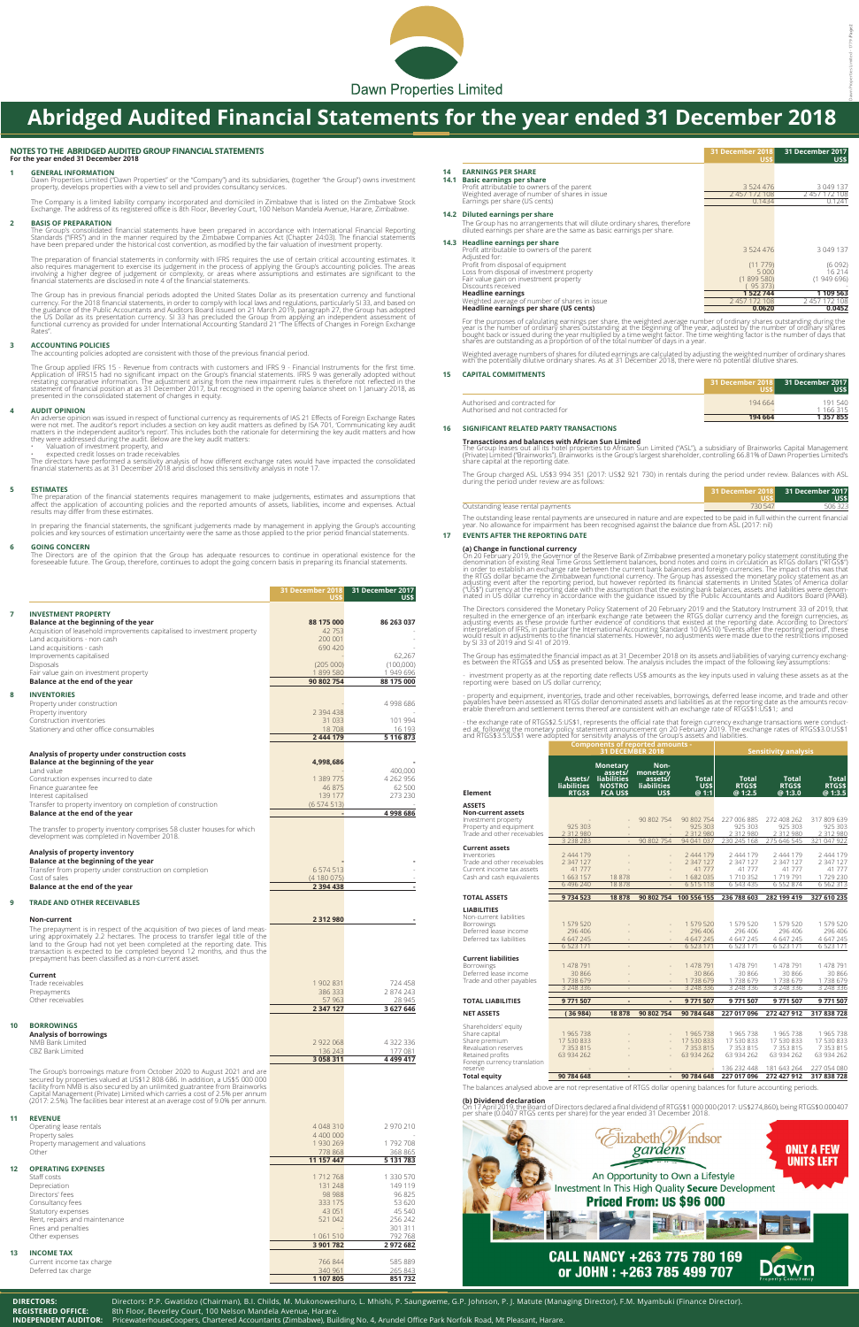Dawn Properties Limited

# Abridged Audited Financial Statements for the year ended 31 December 2018

## NOTES TO THE ABRIDGED AUDITED GROUP FINANCIAL STATEMENTS
**For the year ended 31 December 2018**

### 1 GENERAL INFORMATION

Dawn Properties Limited ("Dawn Properties" or the "Company") and its subsidiaries, (together "the Group") owns investment property, develops properties with a view to sell and provides consultancy services.

The Company is a limited liability company incorporated and domiciled in Zimbabwe that is listed on the Zimbabwe Stock Exchange. The address of its registered office is 8th Floor, Beverley Court, 100 Nelson Mandela Avenue, Harare, Zimbabwe.

### 2 BASIS OF PREPARATION

The Group's consolidated financial statements have been prepared in accordance with International Financial Reporting Standards ("IFRS") and in the manner required by the Zimbabwe Companies Act (Chapter 24:03). The financial statements have been prepared under the historical cost convention, as modified by the fair valuation of investment property.

The preparation of financial statements in conformity with IFRS requires the use of certain critical accounting estimates. It also requires management to exercise its judgement in the process of applying the Group's accounting policies. The areas involving a higher degree of judgement or complexity, or areas where assumptions and estimates are significant to the financial statements are disclosed in note 4 of the financial statements.

The Group has in previous financial periods adopted the United States Dollar as its presentation currency and functional currency. For the 2018 financial statements, in order to comply with local laws and regulations, particularly SI 33, and based on the guidance of the Public Accountants and Auditors Board issued on 21 March 2019, paragraph 27, the Group has adopted the US Dollar as its presentation currency. SI 33 has precluded the Group from applying an independent assessment of functional currency as provided for under International Accounting Standard 21 "The Effects of Changes in Foreign Exchange Rates".

### 3 ACCOUNTING POLICIES

The accounting policies adopted are consistent with those of the previous financial period.

The Group applied IFRS 15 - Revenue from contracts with customers and IFRS 9 - Financial Instruments for the first time. Application of IFRS15 had no significant impact on the Group's financial statements. IFRS 9 was generally adopted without restating comparative information. The adjustment arising from the new impairment rules is therefore not reflected in the statement of financial position as at 31 December 2017, but recognised in the opening balance sheet on 1 January 2018, as presented in the consolidated statement of changes in equity.

### 4 AUDIT OPINION

An adverse opinion was issued in respect of functional currency as requirements of IAS 21 Effects of Foreign Exchange Rates were not met. The auditor's report includes a section on key audit matters as defined by ISA 701, 'Communicating key audit matters in the independent auditor's report'. This section includes both the rationale for determining the key audit matters and how they were addressed during the audit. Below are the key audit matters:

- Valuation of investment property, and
- expected credit losses on trade receivables

The directors have performed a sensitivity analysis of how different exchange rates would have impacted the consolidated financial statements as at 31 December 2018 and disclosed this sensitivity analysis in note 17.

### 5 ESTIMATES

The preparation of the financial statements requires management to make judgements, estimates and assumptions that affect the application of accounting policies and the reported amounts of assets, liabilities, income and expenses. Actual results may differ from these estimates.

In preparing the financial statements, the significant judgements made by management in applying the Group's accounting policies and key sources of estimation uncertainty were the same as those applied to the prior period financial statements.

### 6 GOING CONCERN

The Directors are of the opinion that the Group has adequate resources to continue in operational existence for the foreseeable future. The Group, therefore, continues to adopt the going concern basis in preparing its financial statements.

| | 31 December 2018 US$ | 31 December 2017 US$ |
|---|---|---|
| **7 INVESTMENT PROPERTY** | | |
| **Balance at the beginning of the year** | **88 175 000** | **86 263 037** |
| Acquisition of leasehold improvements capitalised to investment property | 42 753 | - |
| Land acquisitions - non cash | 200 001 | - |
| Land acquisitions - cash | 690 420 | - |
| Improvements capitalised | - | 62,267 |
| Disposals | (205 000) | (100,000) |
| Fair value gain on investment property | 1 899 580 | 1 949 696 |
| **Balance at the end of the year** | **90 802 754** | **88 175 000** |
| **8 INVENTORIES** | | |
| Property under construction | - | 4 998 686 |
| Property inventory | 2 394 438 | - |
| Construction inventories | 31 033 | 101 994 |
| Stationery and other office consumables | 18 708 | 16 193 |
| | **2 444 179** | **5 116 873** |
| **Analysis of property under construction costs** | | |
| **Balance at the beginning of the year** | **4,998,686** | - |
| Land value | - | 400,000 |
| Construction expenses incurred to date | 1 389 775 | 4 262 956 |
| Finance guarantee fee | 46 875 | 62 500 |
| Interest capitalised | 139 177 | 273 230 |
| Transfer to property inventory on completion of construction | (6 574 513) | - |
| **Balance at the end of the year** | - | **4 998 686** |

The transfer to property inventory comprises 58 cluster houses for which development was completed in November 2018.

| | 31 December 2018 US$ | 31 December 2017 US$ |
|---|---|---|
| **Analysis of property inventory** | | |
| **Balance at the beginning of the year** | - | - |
| Transfer from property under construction on completion | 6 574 513 | - |
| Cost of sales | (4 180 075) | - |
| **Balance at the end of the year** | **2 394 438** | - |

### 9 TRADE AND OTHER RECEIVABLES

| | 31 December 2018 US$ | 31 December 2017 US$ |
|---|---|---|
| **Non-current** | **2 312 980** | - |

The prepayment is in respect of the purchase of two pieces of land measuring approximately 2.2 hectares. The process to transfer legal title of the land to the Group had not yet been completed at the reporting date. This transaction is expected to be completed beyond 12 months, and thus the prepayment has been classified as a non-current asset.

| | 31 December 2018 US$ | 31 December 2017 US$ |
|---|---|---|
| **Current** | | |
| Trade receivables | 1 902 831 | 724 458 |
| Prepayments | 386 333 | 2 874 243 |
| Other receivables | 57 963 | 28 945 |
| | **2 347 127** | **3 627 646** |
| **10 BORROWINGS** | | |
| **Analysis of borrowings** | | |
| NMB Bank Limited | 2 922 068 | 4 322 336 |
| CBZ Bank Limited | 136 243 | 177 081 |
| | **3 058 311** | **4 499 417** |

The Group's borrowings mature from October 2020 to August 2021 and are secured by properties valued at US$12 808 686. In addition, a US$5 000 000 facility from NMB is also secured by an unlimited guarantee from Brainworks Capital Management (Private) Limited which carries a cost of 2.5% per annum (2017: 2.5%). The facilities bear interest at an average cost of 9.0% per annum.

| | 31 December 2018 US$ | 31 December 2017 US$ |
|---|---|---|
| **11 REVENUE** | | |
| Operating lease rentals | 4 048 310 | 2 970 210 |
| Property sales | 4 400 000 | - |
| Property management and valuations | 1 930 269 | 1 792 708 |
| Other | 778 868 | 368 865 |
| | **11 157 447** | **5 131 783** |
| **12 OPERATING EXPENSES** | | |
| Staff costs | 1 712 768 | 1 330 570 |
| Depreciation | 131 248 | 149 119 |
| Directors' fees | 98 988 | 96 825 |
| Consultancy fees | 333 175 | 53 620 |
| Statutory expenses | 43 051 | 45 540 |
| Rent, repairs and maintenance | 521 042 | 256 242 |
| Fines and penalties | - | 301 311 |
| Other expenses | 1 061 510 | 792 768 |
| | **3 901 782** | **2 972 682** |
| **13 INCOME TAX** | | |
| Current income tax charge | 766 844 | 585 889 |
| Deferred tax charge | 340 961 | 265 843 |
| | **1 107 805** | **851 732** |

| | 31 December 2018 US$ | 31 December 2017 US$ |
|---|---|---|
| **14 EARNINGS PER SHARE** | | |
| **14.1 Basic earnings per share** | | |
| Profit attributable to owners of the parent | 3 524 476 | 3 049 137 |
| Weighted average of number of shares in issue | 2 457 172 108 | 2 457 172 108 |
| Earnings per share (US cents) | 0.1434 | 0.1241 |

**14.2 Diluted earnings per share**

The Group has no arrangements that will dilute ordinary shares, therefore diluted earnings per share are the same as basic earnings per share.

| | 31 December 2018 US$ | 31 December 2017 US$ |
|---|---|---|
| **14.3 Headline earnings per share** | | |
| Profit attributable to owners of the parent | 3 524 476 | 3 049 137 |
| Adjusted for: | | |
| Profit from disposal of equipment | (11 779) | (6 092) |
| Loss from disposal of investment property | 5 000 | 16 214 |
| Fair value gain on investment property | (1 899 580) | (1 949 696) |
| Discounts received | ( 95 373) | - |
| **Headline earnings** | **1 522 744** | **1 109 563** |
| Weighted average of number of shares in issue | 2 457 172 108 | 2 457 172 108 |
| **Headline earnings per share (US cents)** | **0.0620** | **0.0452** |

For the purposes of calculating earnings per share, the weighted average number of ordinary shares outstanding during the year is the number of ordinary shares outstanding at the beginning of the year, adjusted by the number of ordinary shares bought back or issued during the year multiplied by a time weight factor. The time weighting factor is the number of days that shares are outstanding as a proportion of of the total number of days in a year.

Weighted average numbers of shares for diluted earnings are calculated by adjusting the weighted number of ordinary shares with the potentially dilutive ordinary shares. As at 31 December 2018, there were no potential dilutive shares.

### 15 CAPITAL COMMITMENTS

| | 31 December 2018 US$ | 31 December 2017 US$ |
|---|---|---|
| Authorised and contracted for | 194 664 | 191 540 |
| Authorised and not contracted for | - | 1 166 315 |
| | **194 664** | **1 357 855** |

### 16 SIGNIFICANT RELATED PARTY TRANSACTIONS

**Transactions and balances with African Sun Limited**

The Group leases out all its hotel properties to African Sun Limited ("ASL"), a subsidiary of Brainworks Capital Management (Private) Limited ("Brainworks"). Brainworks is the Group's largest shareholder, controlling 66.81% of Dawn Properties Limited's share capital at the reporting date.

The Group charged ASL US$3 994 351 (2017: US$2 921 730) in rentals during the period under review. Balances with ASL during the period under review are as follows:

| | 31 December 2018 US$ | 31 December 2017 US$ |
|---|---|---|
| Outstanding lease rental payments | 730 547 | 506 323 |

The outstanding lease rental payments are unsecured in nature and are expected to be paid in full within the current financial year. No allowance for impairment has been recognised against the balance due from ASL (2017: nil)

### 17 EVENTS AFTER THE REPORTING DATE

**(a) Change in functional currency**

On 20 February 2019, the Governor of the Reserve Bank of Zimbabwe presented a monetary policy statement constituting the denomination of existing Real Time Gross Settlement balances, bond notes and coins in circulation as RTGS dollars ("RTGS$") in order to establish an exchange rate between the current bank balances and foreign currencies. The impact of this was that the RTGS dollar became the Zimbabwean functional currency. The Group has assessed the monetary policy statement as an adjusting event after the reporting period, but however reported its financial statements in United States of America dollar ("US$") currency at the reporting date with the assumption that the existing bank balances, assets and liabilities were denominated in US dollar currency in accordance with the guidance issued by the Public Accountants and Auditors Board (PAAB).

The Directors considered the Monetary Policy Statement of 20 February 2019 and the Statutory Instrument 33 of 2019, that resulted in the emergence of an interbank exchange rate between the RTGS dollar currency and the foreign currencies, as adjusting events as these provide further evidence of conditions that existed at the reporting date. According to Directors' interpretation of IFRS, in particular the International Accounting Standard 10 (IAS10) "Events after the reporting period", these would result in adjustments to the financial statements. However, no adjustments were made due to the restrictions imposed by SI 33 of 2019 and SI 41 of 2019.

The Group has estimated the financial impact as at 31 December 2018 on its assets and liabilities of varying currency exchanges between the RTGS$ and US$ as presented below. The analysis includes the impact of the following key assumptions:

- investment property as at the reporting date reflects US$ amounts as the key inputs used in valuing these assets as at the reporting were based on US dollar currency;

- property and equipment, inventories, trade and other receivables, borrowings, deferred lease income, and trade and other payables have been assessed as RTGS dollar denominated assets and liabilities as at the reporting date as the amounts recoverable therefore and settlement terms thereof are consistent with an exchange rate of RTGS$1:US$1; and

- the exchange rate of RTGS$2.5:US$1, represents the official rate that foreign currency exchange transactions were conducted at, following the monetary policy statement announcement on 20 February 2019. The exchange rates of RTGS$3.0:US$1 and RTGS$3.5:US$1 were adopted for sensitivity analysis of the Group's assets and liabilities.

| | Components of reported amounts - 31 DECEMBER 2018 | | | | Sensitivity analysis | | |
|---|---|---|---|---|---|---|---|
| **Element** | **Assets/ liabilities RTGS$** | **Monetary assets/ liabilities NOSTRO FCA US$** | **Non-monetary assets/ liabilities US$** | **Total US$ @ 1:1** | **Total RTGS$ @ 1:2.5** | **Total RTGS$ @ 1:3.0** | **Total RTGS$ @ 1:3.5** |
| **ASSETS** | | | | | | | |
| **Non-current assets** | | | | | | | |
| Investment property | - | - | 90 802 754 | 90 802 754 | 227 006 885 | 272 408 262 | 317 809 639 |
| Property and equipment | 925 303 | - | - | 925 303 | 925 303 | 925 303 | 925 303 |
| Trade and other receivables | 2 312 980 | - | - | 2 312 980 | 2 312 980 | 2 312 980 | 2 312 980 |
| | 3 238 283 | - | 90 802 754 | 94 041 037 | 230 245 168 | 275 646 545 | 321 047 922 |
| **Current assets** | | | | | | | |
| Inventories | 2 444 179 | - | - | 2 444 179 | 2 444 179 | 2 444 179 | 2 444 179 |
| Trade and other receivables | 2 347 127 | - | - | 2 347 127 | 2 347 127 | 2 347 127 | 2 347 127 |
| Current income tax assets | 41 777 | - | - | 41 777 | 41 777 | 41 777 | 41 777 |
| Cash and cash equivalents | 1 663 157 | 18 878 | - | 1 682 035 | 1 710 352 | 1 719 791 | 1 729 230 |
| | 6 496 240 | 18 878 | - | 6 515 118 | 6 543 435 | 6 552 874 | 6 562 313 |
| **TOTAL ASSETS** | **9 734 523** | **18 878** | **90 802 754** | **100 556 155** | **236 788 603** | **282 199 419** | **327 610 235** |
| **LIABILITIES** | | | | | | | |
| Non-current liabilities | | | | | | | |
| Borrowings | 1 579 520 | - | - | 1 579 520 | 1 579 520 | 1 579 520 | 1 579 520 |
| Deferred lease income | 296 406 | - | - | 296 406 | 296 406 | 296 406 | 296 406 |
| Deferred tax liabilities | 4 647 245 | - | - | 4 647 245 | 4 647 245 | 4 647 245 | 4 647 245 |
| | 6 523 171 | - | - | 6 523 171 | 6 523 171 | 6 523 171 | 6 523 171 |
| **Current liabilities** | | | | | | | |
| Borrowings | 1 478 791 | - | - | 1 478 791 | 1 478 791 | 1 478 791 | 1 478 791 |
| Deferred lease income | 30 866 | - | - | 30 866 | 30 866 | 30 866 | 30 866 |
| Trade and other payables | 1 738 679 | - | - | 1 738 679 | 1 738 679 | 1 738 679 | 1 738 679 |
| | 3 248 336 | - | - | 3 248 336 | 3 248 336 | 3 248 336 | 3 248 336 |
| **TOTAL LIABILITIES** | **9 771 507** | **-** | **-** | **9 771 507** | **9 771 507** | **9 771 507** | **9 771 507** |
| **NET ASSETS** | **( 36 984)** | **18 878** | **90 802 754** | **90 784 648** | **227 017 096** | **272 427 912** | **317 838 728** |
| Shareholders' equity | | | | | | | |
| Share capital | 1 965 738 | - | - | 1 965 738 | 1 965 738 | 1 965 738 | 1 965 738 |
| Share premium | 17 530 833 | - | - | 17 530 833 | 17 530 833 | 17 530 833 | 17 530 833 |
| Revaluation reserves | 7 353 815 | - | - | 7 353 815 | 7 353 815 | 7 353 815 | 7 353 815 |
| Retained profits | 63 934 262 | - | - | 63 934 262 | 63 934 262 | 63 934 262 | 63 934 262 |
| Foreign currency translation reserve | - | - | - | - | 136 232 448 | 181 643 264 | 227 054 080 |
| **Total equity** | **90 784 648** | **-** | **-** | **90 784 648** | **227 017 096** | **272 427 912** | **317 838 728** |

The balances analysed above are not representative of RTGS dollar opening balances for future accounting periods.

**(b) Dividend declaration**

On 17 April 2019, the Board of Directors declared a final dividend of RTGS$1 000 000 (2017: US$274,860), being RTGS$0.000407 per share (0.0407 RTGS cents per share) for the year ended 31 December 2018.

Elizabeth Windsor gardens

ONLY A FEW UNITS LEFT

An Opportunity to Own a Lifestyle
Investment In This High Quality Secure Development
**Priced From: US $96 000**

**CALL NANCY +263 775 780 169 or JOHN : +263 785 499 707**

Dawn Property Consultancy

**DIRECTORS:** Directors: P.P. Gwatidzo (Chairman), B.I. Childs, M. Mukonoweshuro, L. Mhishi, P. Saungweme, G.P. Johnson, P. J. Matute (Managing Director), F.M. Myambuki (Finance Director).
**REGISTERED OFFICE:** 8th Floor, Beverley Court, 100 Nelson Mandela Avenue, Harare.
**INDEPENDENT AUDITOR:** PricewaterhouseCoopers, Chartered Accountants (Zimbabwe), Building No. 4, Arundel Office Park Norfolk Road, Mt Pleasant, Harare.